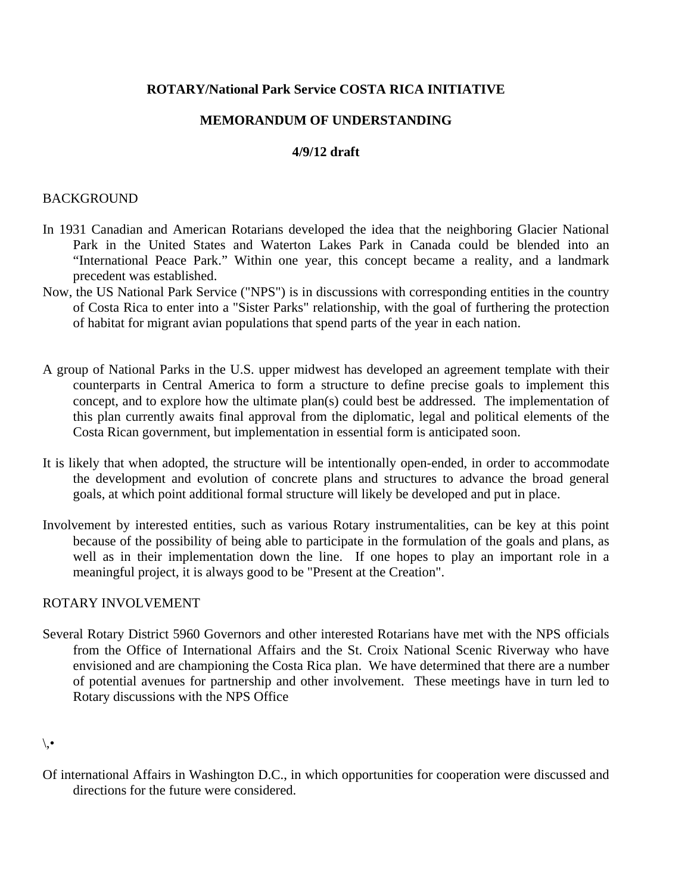**ROTARY/National Park Service COSTA RICA INITIATIVE**

**MEMORANDUM OF UNDERSTANDING**

**4/9/12 draft**

BACKGROUND

In 1931 Canadian and American Rotarians developed the idea that the neighboring Glacier National Park in the United States and Waterton Lakes Park in Canada could be blended into an "International Peace Park." Within one year, this concept became a reality, and a landmark precedent was established.

Now, the US National Park Service ("NPS") is in discussions with corresponding entities in the country of Costa Rica to enter into a "Sister Parks" relationship, with the goal of furthering the protection of habitat for migrant avian populations that spend parts of the year in each nation.

A group of National Parks in the U.S. upper midwest has developed an agreement template with their counterparts in Central America to form a structure to define precise goals to implement this concept, and to explore how the ultimate plan(s) could best be addressed. The implementation of this plan currently awaits final approval from the diplomatic, legal and political elements of the Costa Rican government, but implementation in essential form is anticipated soon.

It is likely that when adopted, the structure will be intentionally open-ended, in order to accommodate the development and evolution of concrete plans and structures to advance the broad general goals, at which point additional formal structure will likely be developed and put in place.

Involvement by interested entities, such as various Rotary instrumentalities, can be key at this point because of the possibility of being able to participate in the formulation of the goals and plans, as well as in their implementation down the line. If one hopes to play an important role in a meaningful project, it is always good to be "Present at the Creation".

ROTARY INVOLVEMENT

Several Rotary District 5960 Governors and other interested Rotarians have met with the NPS officials from the Office of International Affairs and the St. Croix National Scenic Riverway who have envisioned and are championing the Costa Rica plan. We have determined that there are a number of potential avenues for partnership and other involvement. These meetings have in turn led to Rotary discussions with the NPS Office

\,•

Of international Affairs in Washington D.C., in which opportunities for cooperation were discussed and directions for the future were considered.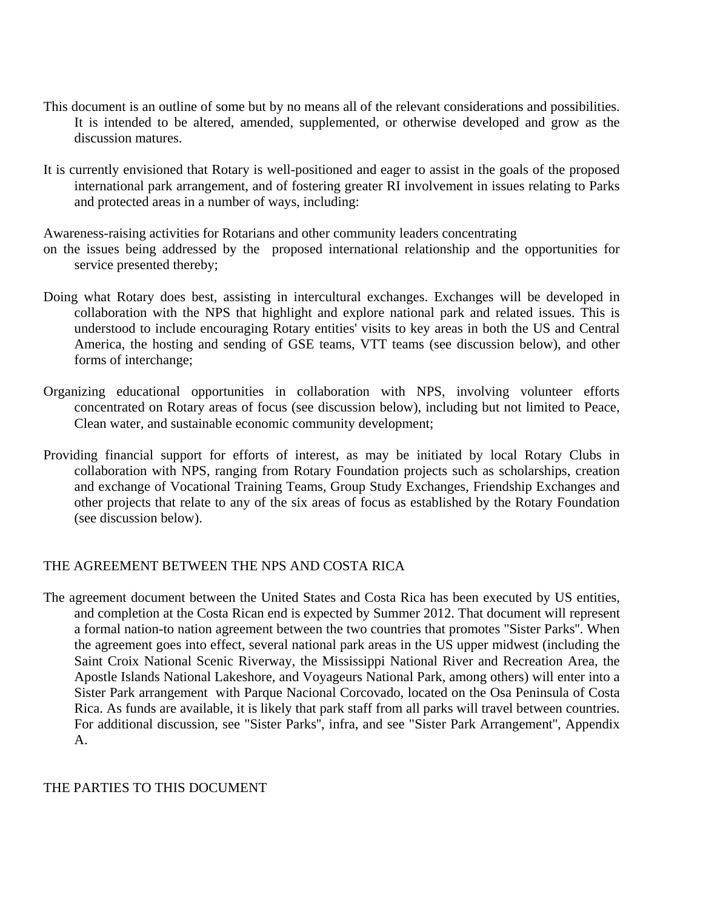This document is an outline of some but by no means all of the relevant considerations and possibilities. It is intended to be altered, amended, supplemented, or otherwise developed and grow as the discussion matures.

It is currently envisioned that Rotary is well-positioned and eager to assist in the goals of the proposed international park arrangement, and of fostering greater RI involvement in issues relating to Parks and protected areas in a number of ways, including:

Awareness-raising activities for Rotarians and other community leaders concentrating on the issues being addressed by the proposed international relationship and the opportunities for service presented thereby;

Doing what Rotary does best, assisting in intercultural exchanges. Exchanges will be developed in collaboration with the NPS that highlight and explore national park and related issues. This is understood to include encouraging Rotary entities' visits to key areas in both the US and Central America, the hosting and sending of GSE teams, VTT teams (see discussion below), and other forms of interchange;

Organizing educational opportunities in collaboration with NPS, involving volunteer efforts concentrated on Rotary areas of focus (see discussion below), including but not limited to Peace, Clean water, and sustainable economic community development;

Providing financial support for efforts of interest, as may be initiated by local Rotary Clubs in collaboration with NPS, ranging from Rotary Foundation projects such as scholarships, creation and exchange of Vocational Training Teams, Group Study Exchanges, Friendship Exchanges and other projects that relate to any of the six areas of focus as established by the Rotary Foundation (see discussion below).

## THE AGREEMENT BETWEEN THE NPS AND COSTA RICA

The agreement document between the United States and Costa Rica has been executed by US entities, and completion at the Costa Rican end is expected by Summer 2012. That document will represent a formal nation-to nation agreement between the two countries that promotes "Sister Parks". When the agreement goes into effect, several national park areas in the US upper midwest (including the Saint Croix National Scenic Riverway, the Mississippi National River and Recreation Area, the Apostle Islands National Lakeshore, and Voyageurs National Park, among others) will enter into a Sister Park arrangement with Parque Nacional Corcovado, located on the Osa Peninsula of Costa Rica. As funds are available, it is likely that park staff from all parks will travel between countries. For additional discussion, see "Sister Parks", infra, and see "Sister Park Arrangement", Appendix A.

## THE PARTIES TO THIS DOCUMENT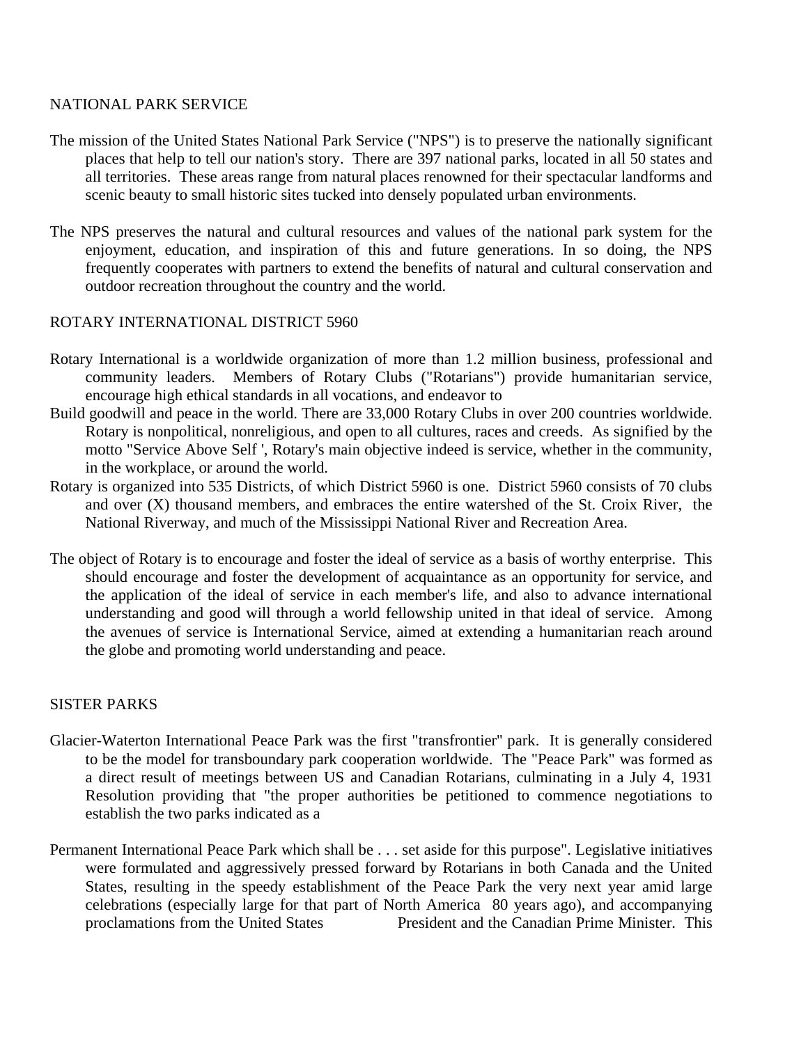## NATIONAL PARK SERVICE

The mission of the United States National Park Service ("NPS") is to preserve the nationally significant places that help to tell our nation's story. There are 397 national parks, located in all 50 states and all territories. These areas range from natural places renowned for their spectacular landforms and scenic beauty to small historic sites tucked into densely populated urban environments.

The NPS preserves the natural and cultural resources and values of the national park system for the enjoyment, education, and inspiration of this and future generations. In so doing, the NPS frequently cooperates with partners to extend the benefits of natural and cultural conservation and outdoor recreation throughout the country and the world.

## ROTARY INTERNATIONAL DISTRICT 5960

Rotary International is a worldwide organization of more than 1.2 million business, professional and community leaders. Members of Rotary Clubs ("Rotarians") provide humanitarian service, encourage high ethical standards in all vocations, and endeavor to

Build goodwill and peace in the world. There are 33,000 Rotary Clubs in over 200 countries worldwide. Rotary is nonpolitical, nonreligious, and open to all cultures, races and creeds. As signified by the motto "Service Above Self ', Rotary's main objective indeed is service, whether in the community, in the workplace, or around the world.

Rotary is organized into 535 Districts, of which District 5960 is one. District 5960 consists of 70 clubs and over (X) thousand members, and embraces the entire watershed of the St. Croix River, the National Riverway, and much of the Mississippi National River and Recreation Area.

The object of Rotary is to encourage and foster the ideal of service as a basis of worthy enterprise. This should encourage and foster the development of acquaintance as an opportunity for service, and the application of the ideal of service in each member's life, and also to advance international understanding and good will through a world fellowship united in that ideal of service. Among the avenues of service is International Service, aimed at extending a humanitarian reach around the globe and promoting world understanding and peace.

## SISTER PARKS

Glacier-Waterton International Peace Park was the first "transfrontier" park. It is generally considered to be the model for transboundary park cooperation worldwide. The "Peace Park" was formed as a direct result of meetings between US and Canadian Rotarians, culminating in a July 4, 1931 Resolution providing that "the proper authorities be petitioned to commence negotiations to establish the two parks indicated as a

Permanent International Peace Park which shall be . . . set aside for this purpose". Legislative initiatives were formulated and aggressively pressed forward by Rotarians in both Canada and the United States, resulting in the speedy establishment of the Peace Park the very next year amid large celebrations (especially large for that part of North America 80 years ago), and accompanying proclamations from the United States President and the Canadian Prime Minister. This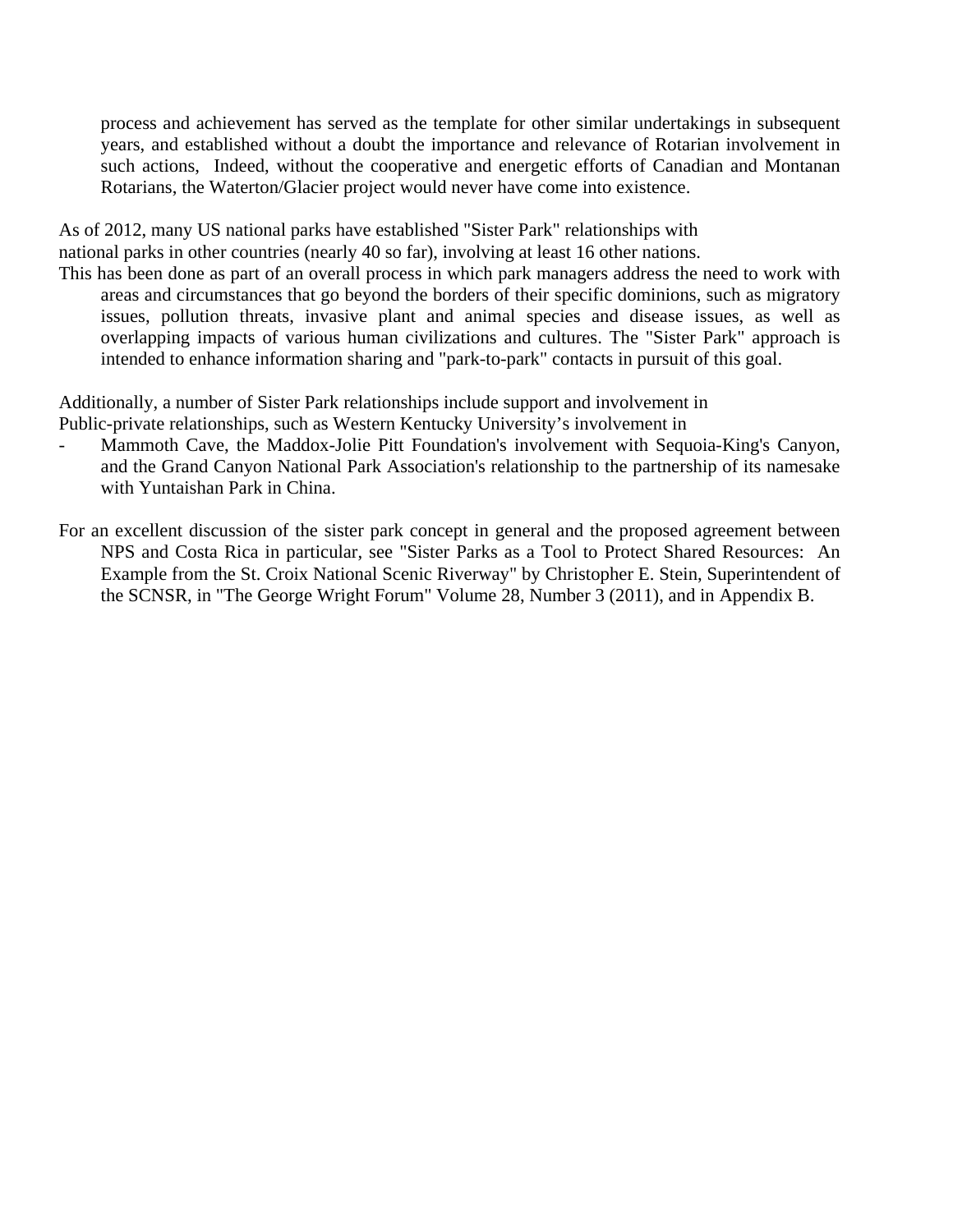process and achievement has served as the template for other similar undertakings in subsequent years, and established without a doubt the importance and relevance of Rotarian involvement in such actions, Indeed, without the cooperative and energetic efforts of Canadian and Montanan Rotarians, the Waterton/Glacier project would never have come into existence.

As of 2012, many US national parks have established "Sister Park" relationships with national parks in other countries (nearly 40 so far), involving at least 16 other nations.

This has been done as part of an overall process in which park managers address the need to work with areas and circumstances that go beyond the borders of their specific dominions, such as migratory issues, pollution threats, invasive plant and animal species and disease issues, as well as overlapping impacts of various human civilizations and cultures. The "Sister Park" approach is intended to enhance information sharing and "park-to-park" contacts in pursuit of this goal.

Additionally, a number of Sister Park relationships include support and involvement in Public-private relationships, such as Western Kentucky University's involvement in

- Mammoth Cave, the Maddox-Jolie Pitt Foundation's involvement with Sequoia-King's Canyon, and the Grand Canyon National Park Association's relationship to the partnership of its namesake with Yuntaishan Park in China.

For an excellent discussion of the sister park concept in general and the proposed agreement between NPS and Costa Rica in particular, see "Sister Parks as a Tool to Protect Shared Resources: An Example from the St. Croix National Scenic Riverway" by Christopher E. Stein, Superintendent of the SCNSR, in "The George Wright Forum" Volume 28, Number 3 (2011), and in Appendix B.